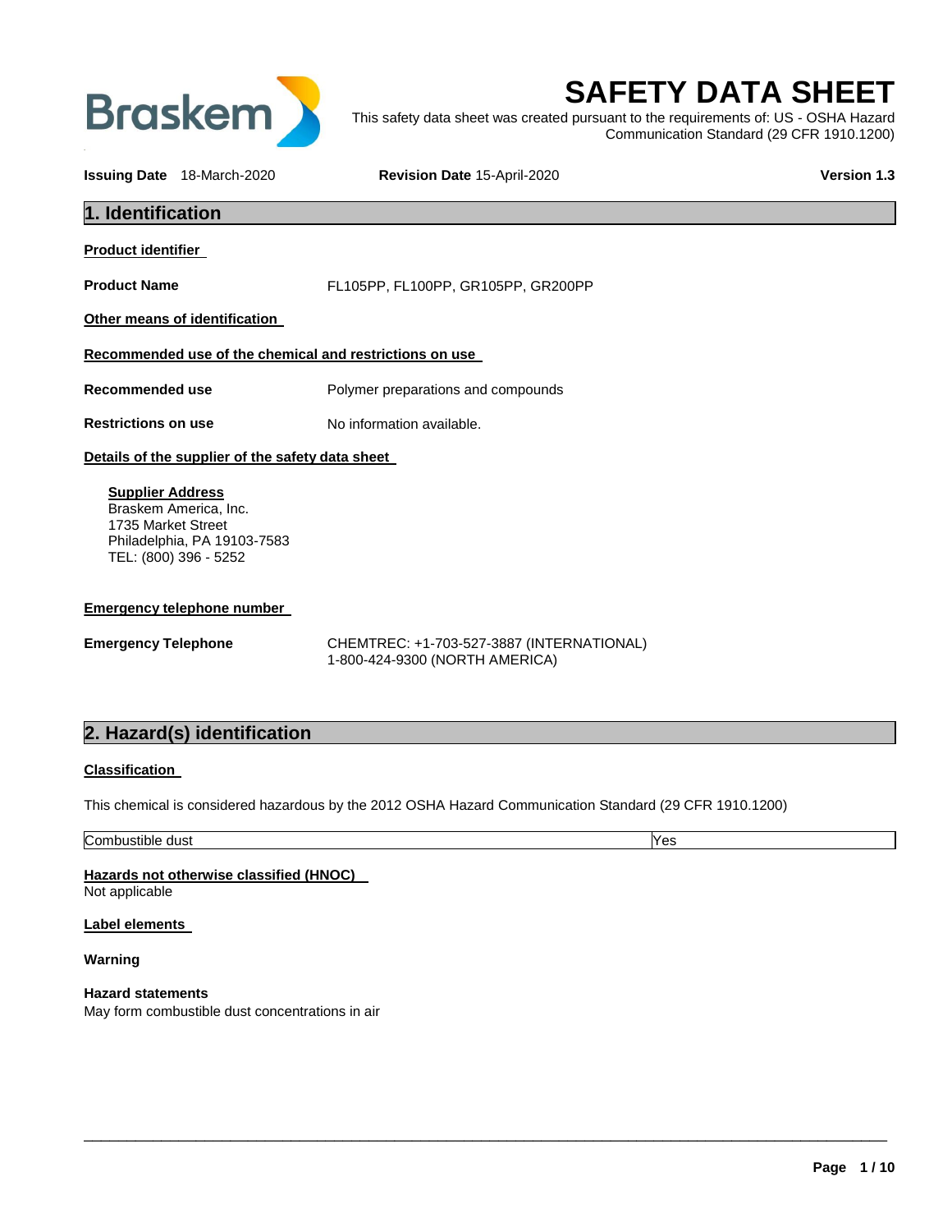Braskem

# SAFETY DATA SHEET

This safety data sheet was created pursuant to the requirements of: US - OSHA Hazard Communication Standard (29 CFR 1910.1200)

**Issuing Date** 18-March-2020 **Revision Date** 15-April-2020 **Version 1.3**

## 1. Identification

**Product identifier**

**Product Name** FL105PP, FL100PP, GR105PP, GR200PP

**Other means of identification**

**Recommended use of the chemical and restrictions on use**

**Recommended use** Polymer preparations and compounds

**Restrictions on use** No information available.

**Details of the supplier of the safety data sheet**

**Supplier Address**
Braskem America, Inc.
1735 Market Street
Philadelphia, PA 19103-7583
TEL: (800) 396 - 5252

**Emergency telephone number**

**Emergency Telephone** CHEMTREC: +1-703-527-3887 (INTERNATIONAL)
1-800-424-9300 (NORTH AMERICA)

## 2. Hazard(s) identification

**Classification**

This chemical is considered hazardous by the 2012 OSHA Hazard Communication Standard (29 CFR 1910.1200)

| Combustible dust | Yes |
|---|---|

**Hazards not otherwise classified (HNOC)**
Not applicable

**Label elements**

**Warning**

**Hazard statements**
May form combustible dust concentrations in air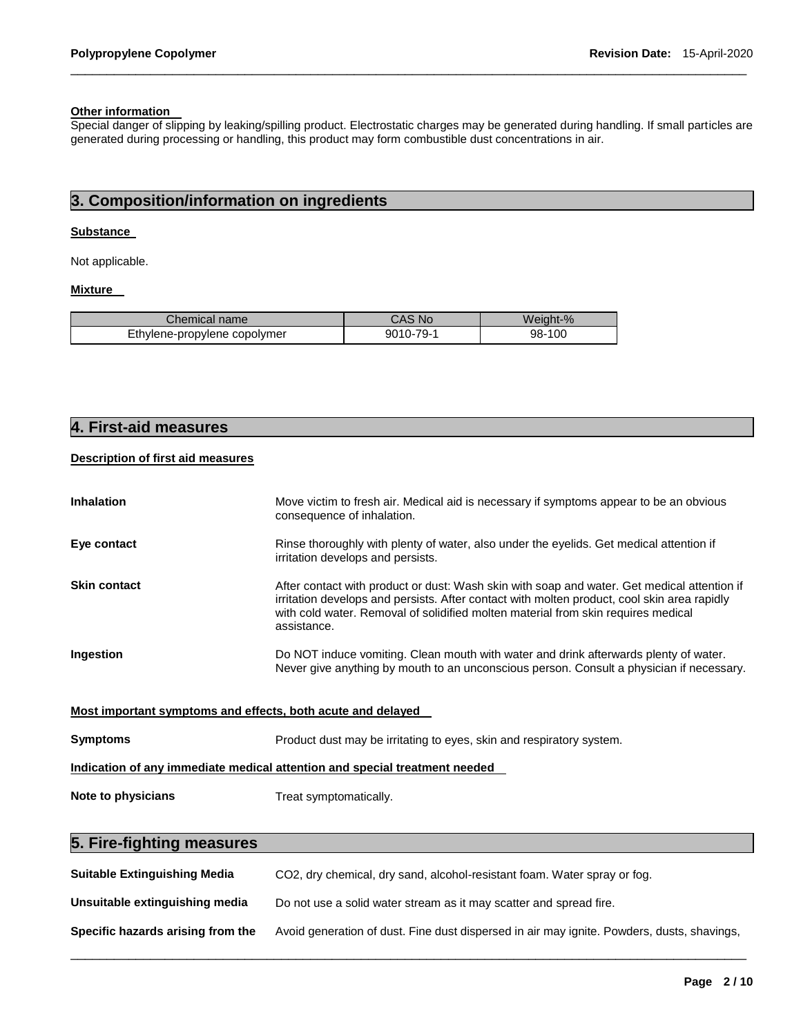#### Other information

Special danger of slipping by leaking/spilling product. Electrostatic charges may be generated during handling. If small particles are generated during processing or handling, this product may form combustible dust concentrations in air.

## 3. Composition/information on ingredients

#### Substance

Not applicable.

#### Mixture

| Chemical name | CAS No | Weight-% |
| --- | --- | --- |
| Ethylene-propylene copolymer | 9010-79-1 | 98-100 |

## 4. First-aid measures

#### Description of first aid measures

**Inhalation** Move victim to fresh air. Medical aid is necessary if symptoms appear to be an obvious consequence of inhalation.

**Eye contact** Rinse thoroughly with plenty of water, also under the eyelids. Get medical attention if irritation develops and persists.

**Skin contact** After contact with product or dust: Wash skin with soap and water. Get medical attention if irritation develops and persists. After contact with molten product, cool skin area rapidly with cold water. Removal of solidified molten material from skin requires medical assistance.

**Ingestion** Do NOT induce vomiting. Clean mouth with water and drink afterwards plenty of water. Never give anything by mouth to an unconscious person. Consult a physician if necessary.

#### Most important symptoms and effects, both acute and delayed

**Symptoms** Product dust may be irritating to eyes, skin and respiratory system.

#### Indication of any immediate medical attention and special treatment needed

**Note to physicians** Treat symptomatically.

## 5. Fire-fighting measures

**Suitable Extinguishing Media** $CO_2$, dry chemical, dry sand, alcohol-resistant foam. Water spray or fog.

**Unsuitable extinguishing media** Do not use a solid water stream as it may scatter and spread fire.

**Specific hazards arising from the** Avoid generation of dust. Fine dust dispersed in air may ignite. Powders, dusts, shavings,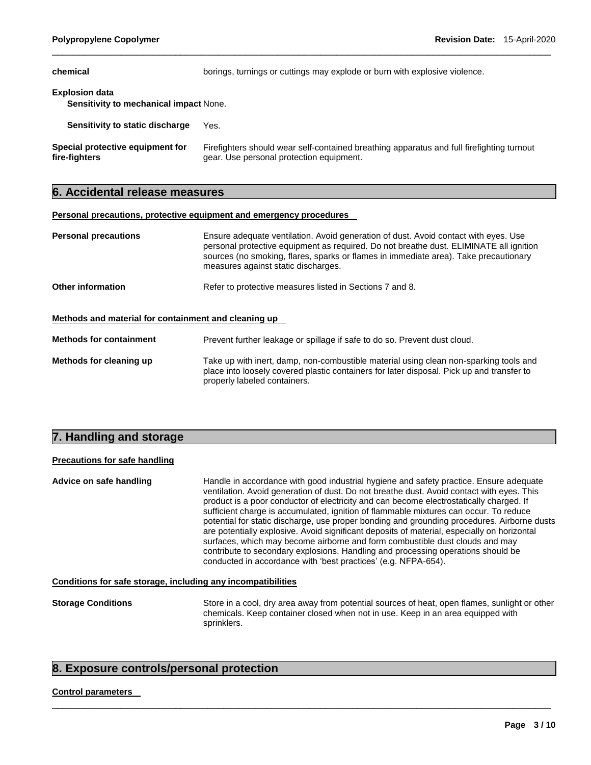| | |
|---|---|
| **chemical** | borings, turnings or cuttings may explode or burn with explosive violence. |

**Explosion data**

| | |
|---|---|
| **Sensitivity to mechanical impact** | None. |
| **Sensitivity to static discharge** | Yes. |

| | |
|---|---|
| **Special protective equipment for fire-fighters** | Firefighters should wear self-contained breathing apparatus and full firefighting turnout gear. Use personal protection equipment. |

## 6. Accidental release measures

**Personal precautions, protective equipment and emergency procedures**

| | |
|---|---|
| **Personal precautions** | Ensure adequate ventilation. Avoid generation of dust. Avoid contact with eyes. Use personal protective equipment as required. Do not breathe dust. ELIMINATE all ignition sources (no smoking, flares, sparks or flames in immediate area). Take precautionary measures against static discharges. |
| **Other information** | Refer to protective measures listed in Sections 7 and 8. |

**Methods and material for containment and cleaning up**

| | |
|---|---|
| **Methods for containment** | Prevent further leakage or spillage if safe to do so. Prevent dust cloud. |
| **Methods for cleaning up** | Take up with inert, damp, non-combustible material using clean non-sparking tools and place into loosely covered plastic containers for later disposal. Pick up and transfer to properly labeled containers. |

## 7. Handling and storage

**Precautions for safe handling**

| | |
|---|---|
| **Advice on safe handling** | Handle in accordance with good industrial hygiene and safety practice. Ensure adequate ventilation. Avoid generation of dust. Do not breathe dust. Avoid contact with eyes. This product is a poor conductor of electricity and can become electrostatically charged. If sufficient charge is accumulated, ignition of flammable mixtures can occur. To reduce potential for static discharge, use proper bonding and grounding procedures. Airborne dusts are potentially explosive. Avoid significant deposits of material, especially on horizontal surfaces, which may become airborne and form combustible dust clouds and may contribute to secondary explosions. Handling and processing operations should be conducted in accordance with 'best practices' (e.g. NFPA-654). |

**Conditions for safe storage, including any incompatibilities**

| | |
|---|---|
| **Storage Conditions** | Store in a cool, dry area away from potential sources of heat, open flames, sunlight or other chemicals. Keep container closed when not in use. Keep in an area equipped with sprinklers. |

## 8. Exposure controls/personal protection

**Control parameters**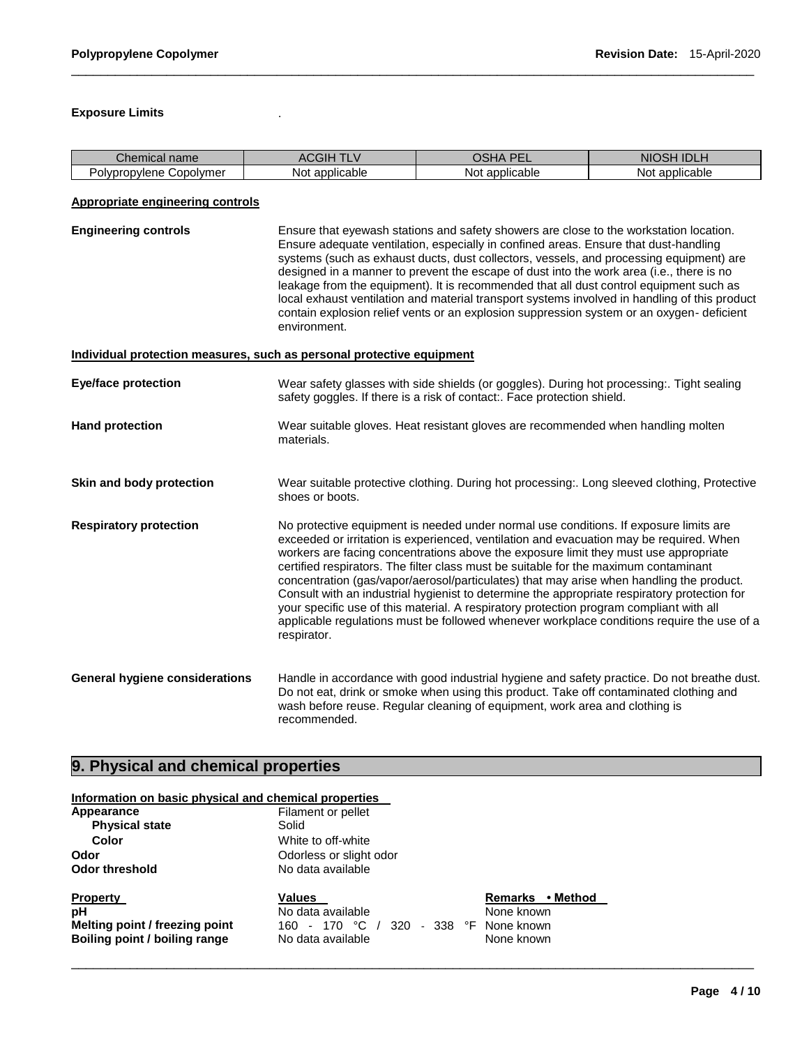**Exposure Limits** .

| Chemical name | ACGIH TLV | OSHA PEL | NIOSH IDLH |
|---|---|---|---|
| Polypropylene Copolymer | Not applicable | Not applicable | Not applicable |

**Appropriate engineering controls**

**Engineering controls** Ensure that eyewash stations and safety showers are close to the workstation location. Ensure adequate ventilation, especially in confined areas. Ensure that dust-handling systems (such as exhaust ducts, dust collectors, vessels, and processing equipment) are designed in a manner to prevent the escape of dust into the work area (i.e., there is no leakage from the equipment). It is recommended that all dust control equipment such as local exhaust ventilation and material transport systems involved in handling of this product contain explosion relief vents or an explosion suppression system or an oxygen- deficient environment.

**Individual protection measures, such as personal protective equipment**

**Eye/face protection** Wear safety glasses with side shields (or goggles). During hot processing:. Tight sealing safety goggles. If there is a risk of contact:. Face protection shield.

**Hand protection** Wear suitable gloves. Heat resistant gloves are recommended when handling molten materials.

**Skin and body protection** Wear suitable protective clothing. During hot processing:. Long sleeved clothing, Protective shoes or boots.

**Respiratory protection** No protective equipment is needed under normal use conditions. If exposure limits are exceeded or irritation is experienced, ventilation and evacuation may be required. When workers are facing concentrations above the exposure limit they must use appropriate certified respirators. The filter class must be suitable for the maximum contaminant concentration (gas/vapor/aerosol/particulates) that may arise when handling the product. Consult with an industrial hygienist to determine the appropriate respiratory protection for your specific use of this material. A respiratory protection program compliant with all applicable regulations must be followed whenever workplace conditions require the use of a respirator.

**General hygiene considerations** Handle in accordance with good industrial hygiene and safety practice. Do not breathe dust. Do not eat, drink or smoke when using this product. Take off contaminated clothing and wash before reuse. Regular cleaning of equipment, work area and clothing is recommended.

## 9. Physical and chemical properties

**Information on basic physical and chemical properties**

**Appearance** Filament or pellet
**Physical state** Solid
**Color** White to off-white
**Odor** Odorless or slight odor
**Odor threshold** No data available

| Property | Values | Remarks • Method |
|---|---|---|
| **pH** | No data available | None known |
| **Melting point / freezing point** | 160 - 170 °C / 320 - 338 °F | None known |
| **Boiling point / boiling range** | No data available | None known |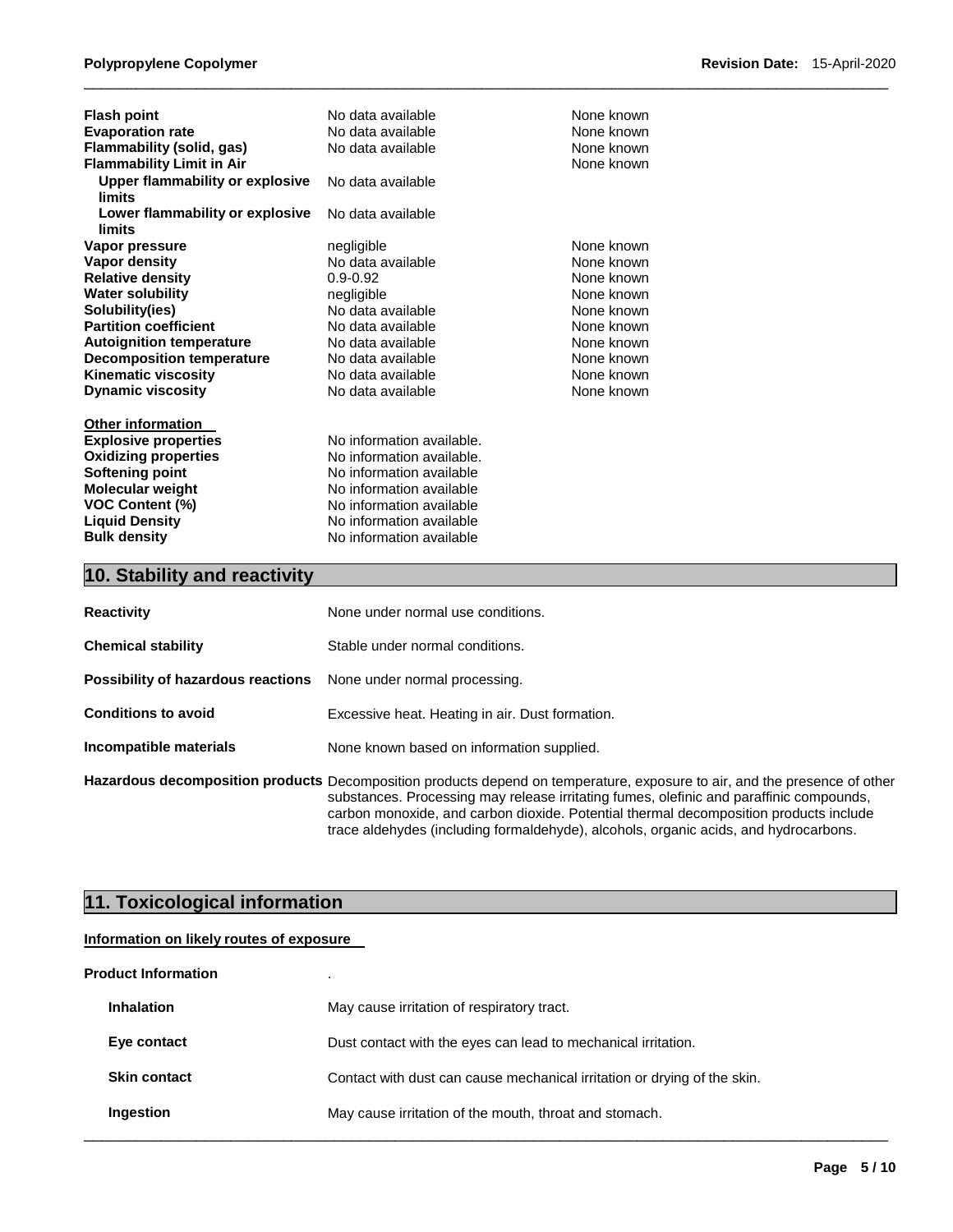| | | |
|---|---|---|
| **Flash point** | No data available | None known |
| **Evaporation rate** | No data available | None known |
| **Flammability (solid, gas)** | No data available | None known |
| **Flammability Limit in Air** | | None known |
| **Upper flammability or explosive limits** | No data available | |
| **Lower flammability or explosive limits** | No data available | |
| **Vapor pressure** | negligible | None known |
| **Vapor density** | No data available | None known |
| **Relative density** | 0.9-0.92 | None known |
| **Water solubility** | negligible | None known |
| **Solubility(ies)** | No data available | None known |
| **Partition coefficient** | No data available | None known |
| **Autoignition temperature** | No data available | None known |
| **Decomposition temperature** | No data available | None known |
| **Kinematic viscosity** | No data available | None known |
| **Dynamic viscosity** | No data available | None known |

**Other information**

| | |
|---|---|
| **Explosive properties** | No information available. |
| **Oxidizing properties** | No information available. |
| **Softening point** | No information available |
| **Molecular weight** | No information available |
| **VOC Content (%)** | No information available |
| **Liquid Density** | No information available |
| **Bulk density** | No information available |

## 10. Stability and reactivity

| | |
|---|---|
| **Reactivity** | None under normal use conditions. |
| **Chemical stability** | Stable under normal conditions. |
| **Possibility of hazardous reactions** | None under normal processing. |
| **Conditions to avoid** | Excessive heat. Heating in air. Dust formation. |
| **Incompatible materials** | None known based on information supplied. |
| **Hazardous decomposition products** | Decomposition products depend on temperature, exposure to air, and the presence of other substances. Processing may release irritating fumes, olefinic and paraffinic compounds, carbon monoxide, and carbon dioxide. Potential thermal decomposition products include trace aldehydes (including formaldehyde), alcohols, organic acids, and hydrocarbons. |

## 11. Toxicological information

**Information on likely routes of exposure**

**Product Information** .

| | |
|---|---|
| **Inhalation** | May cause irritation of respiratory tract. |
| **Eye contact** | Dust contact with the eyes can lead to mechanical irritation. |
| **Skin contact** | Contact with dust can cause mechanical irritation or drying of the skin. |
| **Ingestion** | May cause irritation of the mouth, throat and stomach. |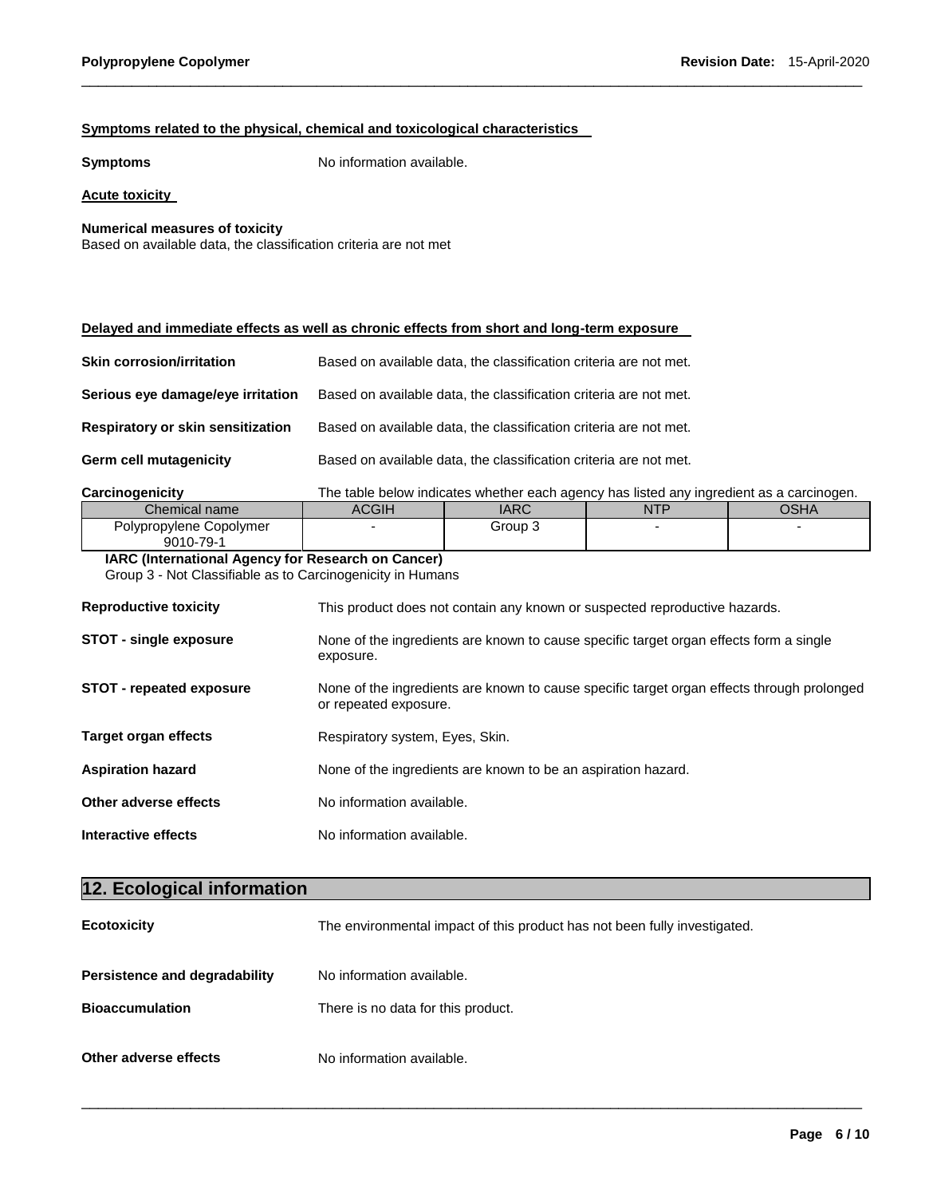**Symptoms related to the physical, chemical and toxicological characteristics**

**Symptoms** No information available.

**Acute toxicity**

**Numerical measures of toxicity**
Based on available data, the classification criteria are not met

**Delayed and immediate effects as well as chronic effects from short and long-term exposure**

**Skin corrosion/irritation** Based on available data, the classification criteria are not met.

**Serious eye damage/eye irritation** Based on available data, the classification criteria are not met.

**Respiratory or skin sensitization** Based on available data, the classification criteria are not met.

**Germ cell mutagenicity** Based on available data, the classification criteria are not met.

**Carcinogenicity** The table below indicates whether each agency has listed any ingredient as a carcinogen.

| Chemical name | ACGIH | IARC | NTP | OSHA |
|---|---|---|---|---|
| Polypropylene Copolymer 9010-79-1 | - | Group 3 | - | - |

**IARC (International Agency for Research on Cancer)**
Group 3 - Not Classifiable as to Carcinogenicity in Humans

**Reproductive toxicity** This product does not contain any known or suspected reproductive hazards.

**STOT - single exposure** None of the ingredients are known to cause specific target organ effects form a single exposure.

**STOT - repeated exposure** None of the ingredients are known to cause specific target organ effects through prolonged or repeated exposure.

**Target organ effects** Respiratory system, Eyes, Skin.

**Aspiration hazard** None of the ingredients are known to be an aspiration hazard.

**Other adverse effects** No information available.

**Interactive effects** No information available.

## 12. Ecological information

**Ecotoxicity** The environmental impact of this product has not been fully investigated.

**Persistence and degradability** No information available.

**Bioaccumulation** There is no data for this product.

**Other adverse effects** No information available.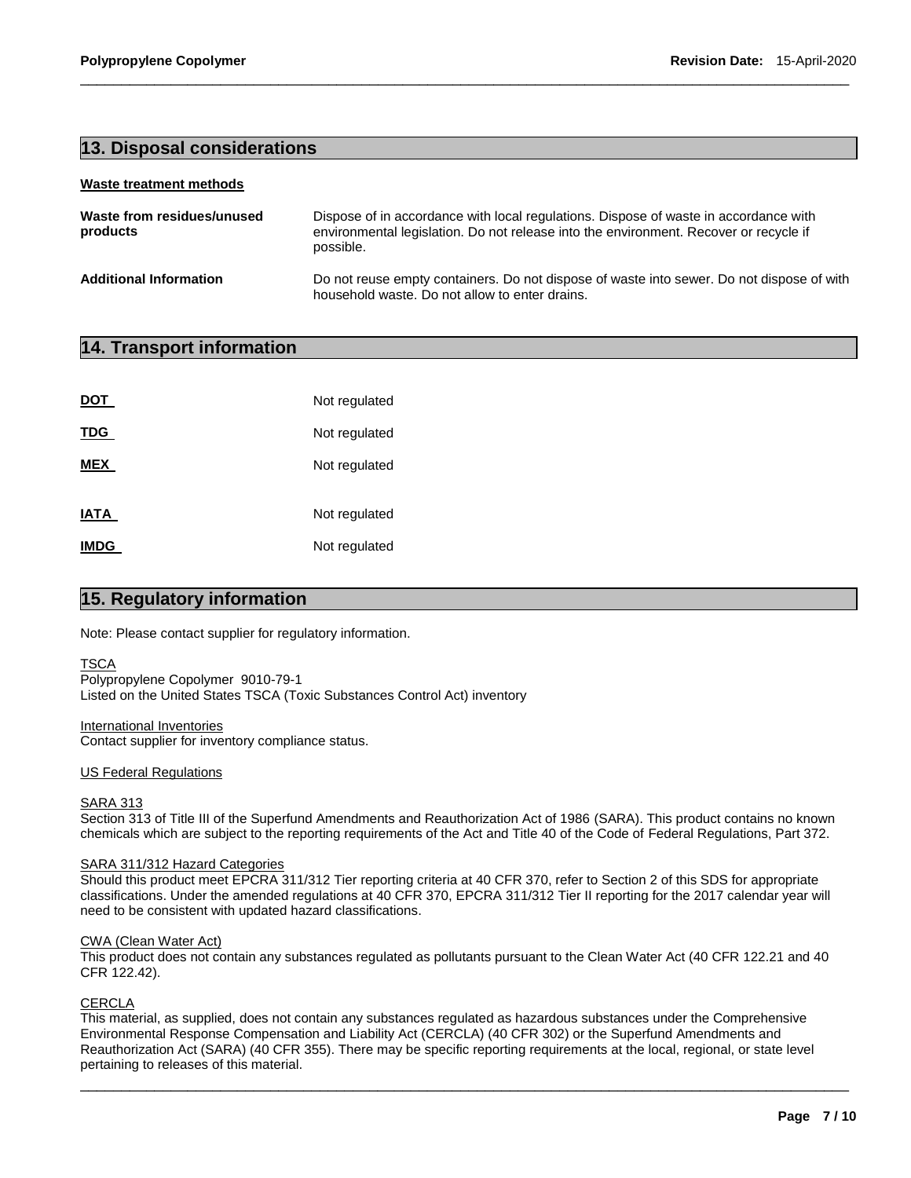## 13. Disposal considerations

**Waste treatment methods**

| | |
|---|---|
| **Waste from residues/unused products** | Dispose of in accordance with local regulations. Dispose of waste in accordance with environmental legislation. Do not release into the environment. Recover or recycle if possible. |
| **Additional Information** | Do not reuse empty containers. Do not dispose of waste into sewer. Do not dispose of with household waste. Do not allow to enter drains. |

## 14. Transport information

| | |
|---|---|
| **DOT** | Not regulated |
| **TDG** | Not regulated |
| **MEX** | Not regulated |
| **IATA** | Not regulated |
| **IMDG** | Not regulated |

## 15. Regulatory information

Note: Please contact supplier for regulatory information.

TSCA
Polypropylene Copolymer 9010-79-1
Listed on the United States TSCA (Toxic Substances Control Act) inventory

International Inventories
Contact supplier for inventory compliance status.

US Federal Regulations

SARA 313
Section 313 of Title III of the Superfund Amendments and Reauthorization Act of 1986 (SARA). This product contains no known chemicals which are subject to the reporting requirements of the Act and Title 40 of the Code of Federal Regulations, Part 372.

SARA 311/312 Hazard Categories
Should this product meet EPCRA 311/312 Tier reporting criteria at 40 CFR 370, refer to Section 2 of this SDS for appropriate classifications. Under the amended regulations at 40 CFR 370, EPCRA 311/312 Tier II reporting for the 2017 calendar year will need to be consistent with updated hazard classifications.

CWA (Clean Water Act)
This product does not contain any substances regulated as pollutants pursuant to the Clean Water Act (40 CFR 122.21 and 40 CFR 122.42).

CERCLA
This material, as supplied, does not contain any substances regulated as hazardous substances under the Comprehensive Environmental Response Compensation and Liability Act (CERCLA) (40 CFR 302) or the Superfund Amendments and Reauthorization Act (SARA) (40 CFR 355). There may be specific reporting requirements at the local, regional, or state level pertaining to releases of this material.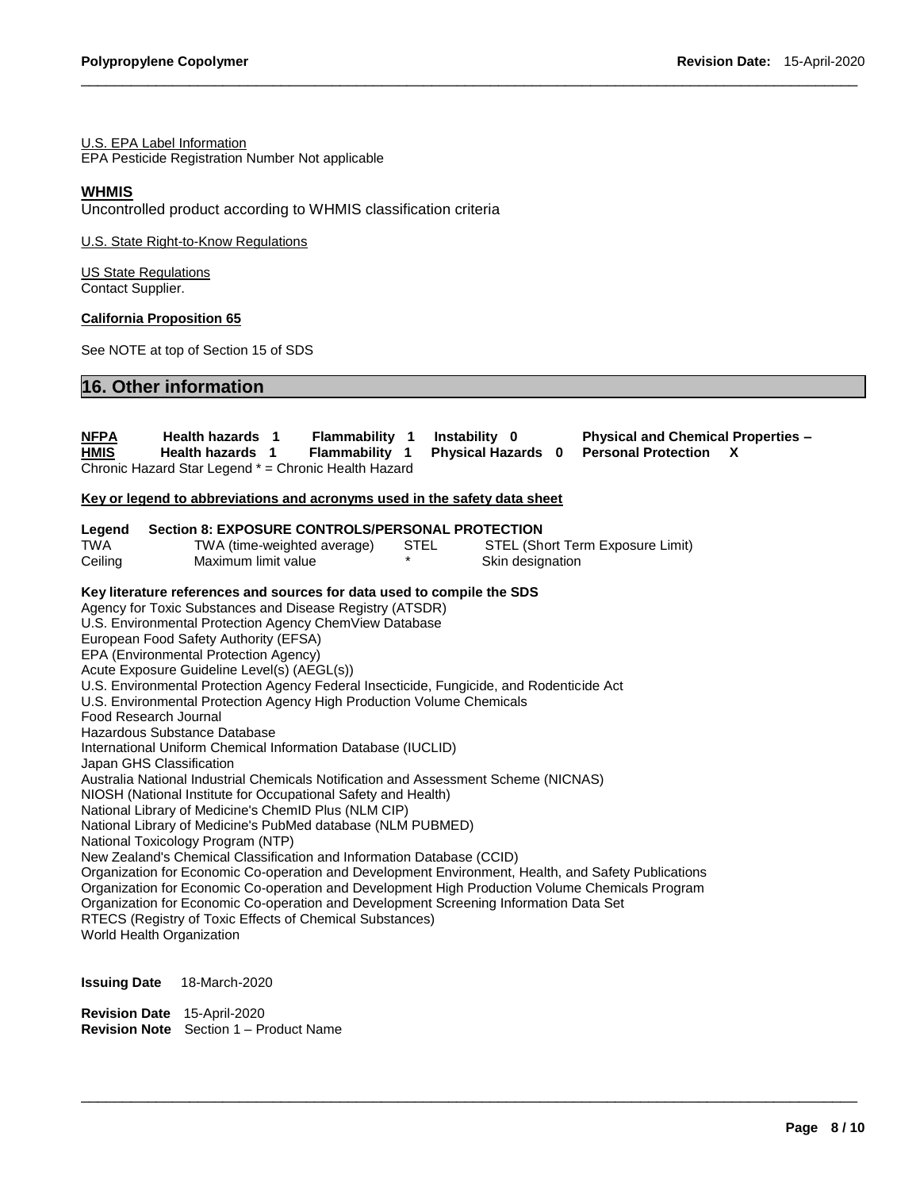U.S. EPA Label Information
EPA Pesticide Registration Number Not applicable

**WHMIS**
Uncontrolled product according to WHMIS classification criteria

U.S. State Right-to-Know Regulations

US State Regulations
Contact Supplier.

**California Proposition 65**

See NOTE at top of Section 15 of SDS

## 16. Other information

| | | | | |
|---|---|---|---|---|
| **NFPA** | **Health hazards 1** | **Flammability 1** | **Instability 0** | **Physical and Chemical Properties –** |
| **HMIS** | **Health hazards 1** | **Flammability 1** | **Physical Hazards 0** | **Personal Protection X** |

Chronic Hazard Star Legend * = Chronic Health Hazard

**Key or legend to abbreviations and acronyms used in the safety data sheet**

**Legend Section 8: EXPOSURE CONTROLS/PERSONAL PROTECTION**

| | | | |
|---|---|---|---|
| TWA | TWA (time-weighted average) | STEL | STEL (Short Term Exposure Limit) |
| Ceiling | Maximum limit value | * | Skin designation |

**Key literature references and sources for data used to compile the SDS**
Agency for Toxic Substances and Disease Registry (ATSDR)
U.S. Environmental Protection Agency ChemView Database
European Food Safety Authority (EFSA)
EPA (Environmental Protection Agency)
Acute Exposure Guideline Level(s) (AEGL(s))
U.S. Environmental Protection Agency Federal Insecticide, Fungicide, and Rodenticide Act
U.S. Environmental Protection Agency High Production Volume Chemicals
Food Research Journal
Hazardous Substance Database
International Uniform Chemical Information Database (IUCLID)
Japan GHS Classification
Australia National Industrial Chemicals Notification and Assessment Scheme (NICNAS)
NIOSH (National Institute for Occupational Safety and Health)
National Library of Medicine's ChemID Plus (NLM CIP)
National Library of Medicine's PubMed database (NLM PUBMED)
National Toxicology Program (NTP)
New Zealand's Chemical Classification and Information Database (CCID)
Organization for Economic Co-operation and Development Environment, Health, and Safety Publications
Organization for Economic Co-operation and Development High Production Volume Chemicals Program
Organization for Economic Co-operation and Development Screening Information Data Set
RTECS (Registry of Toxic Effects of Chemical Substances)
World Health Organization

**Issuing Date** 18-March-2020

**Revision Date** 15-April-2020
**Revision Note** Section 1 – Product Name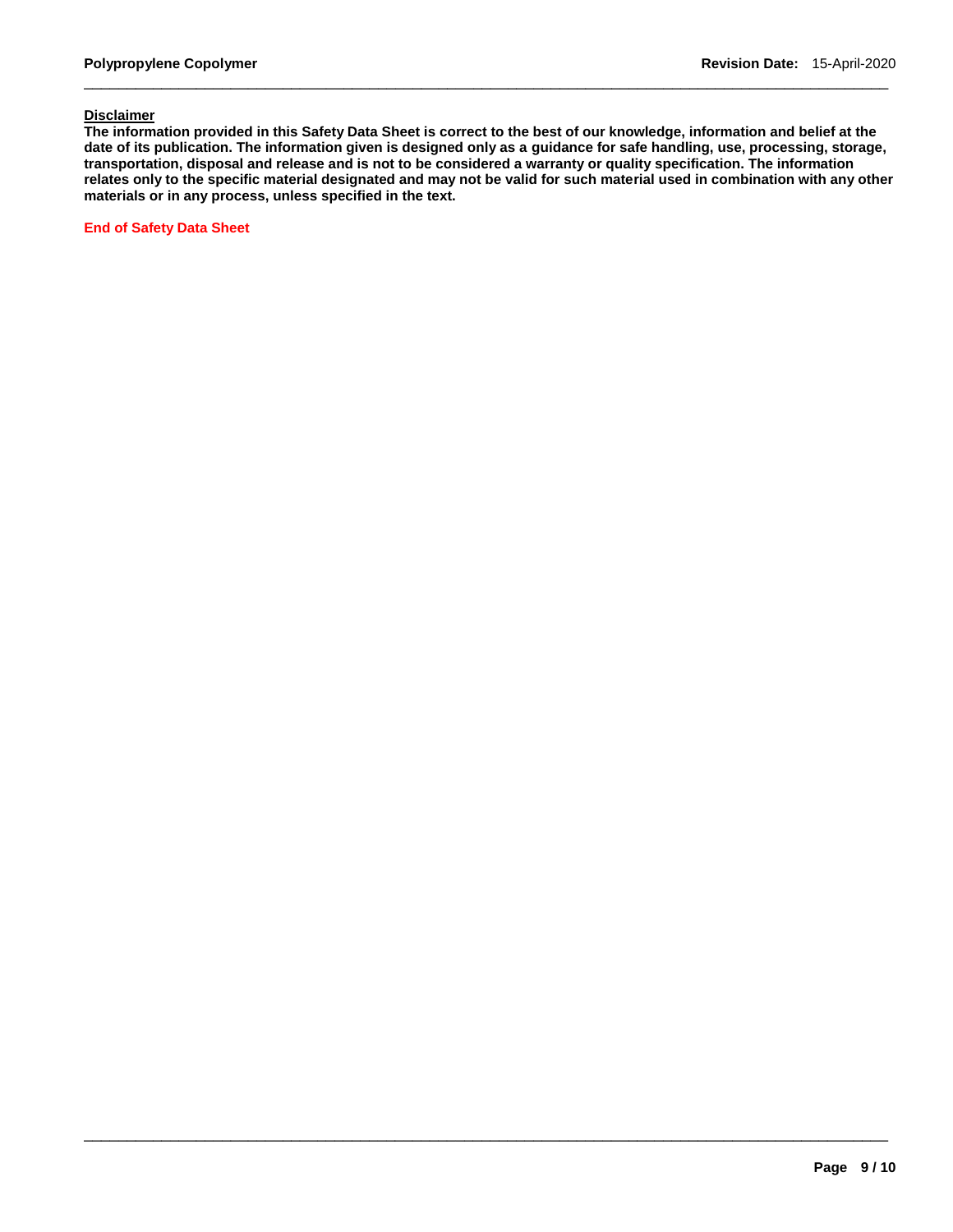**Disclaimer**

**The information provided in this Safety Data Sheet is correct to the best of our knowledge, information and belief at the date of its publication. The information given is designed only as a guidance for safe handling, use, processing, storage, transportation, disposal and release and is not to be considered a warranty or quality specification. The information relates only to the specific material designated and may not be valid for such material used in combination with any other materials or in any process, unless specified in the text.**

**End of Safety Data Sheet**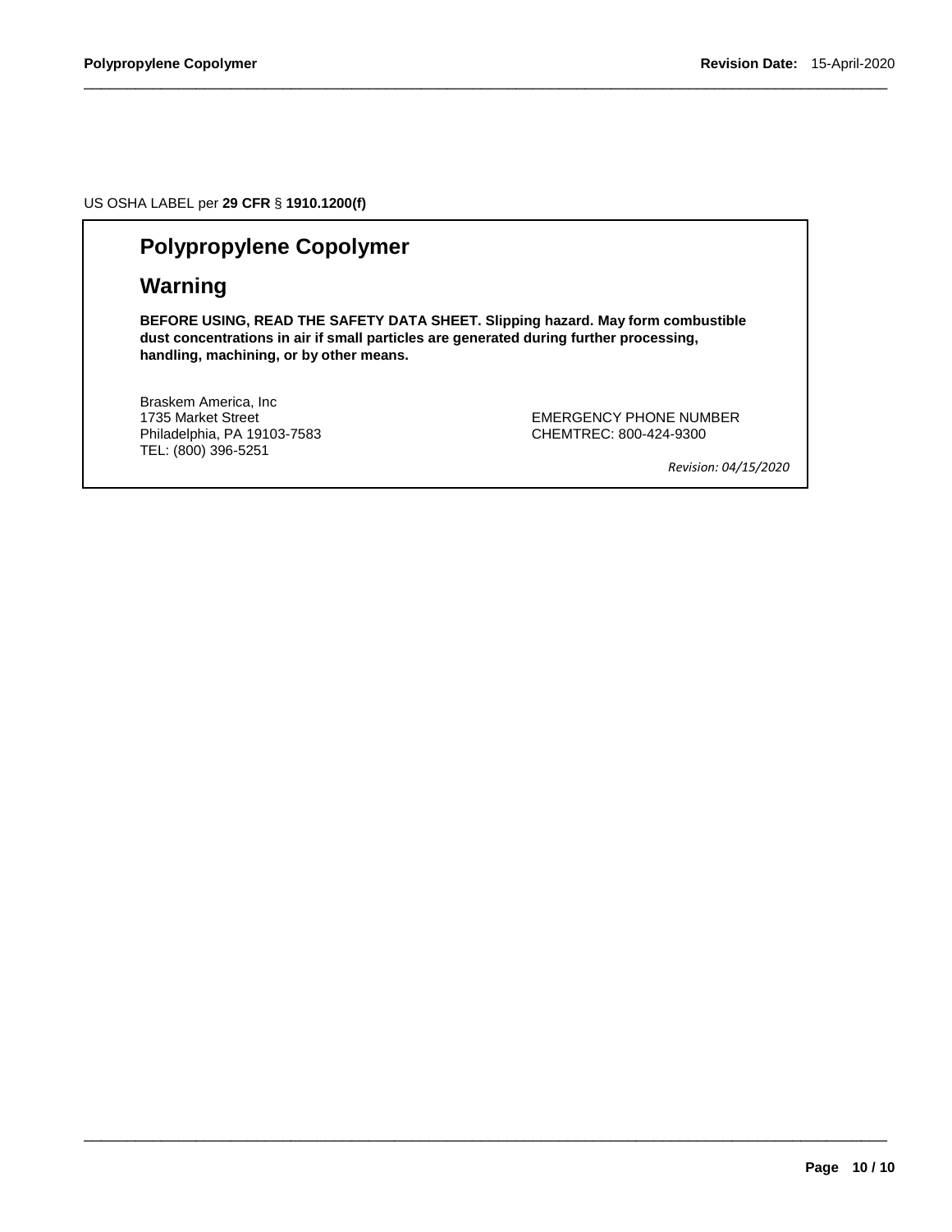US OSHA LABEL per **29 CFR** § **1910.1200(f)**

## Polypropylene Copolymer

## Warning

**BEFORE USING, READ THE SAFETY DATA SHEET. Slipping hazard. May form combustible dust concentrations in air if small particles are generated during further processing, handling, machining, or by other means.**

Braskem America, Inc
1735 Market Street
Philadelphia, PA 19103-7583
TEL: (800) 396-5251

EMERGENCY PHONE NUMBER
CHEMTREC: 800-424-9300

*Revision: 04/15/2020*